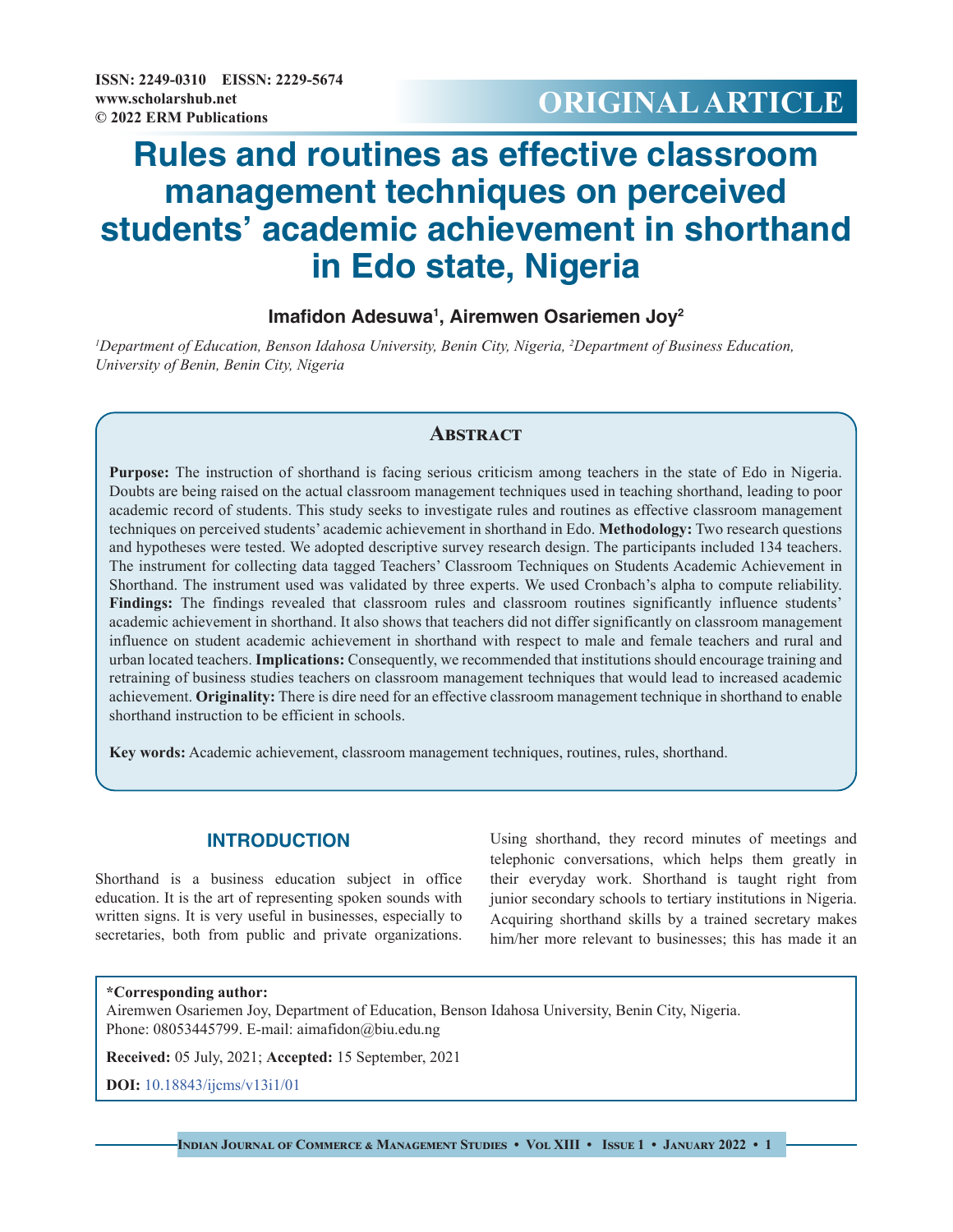ORIGINAL ARTICLE

# Rules and routines as effective classroom management techniques on perceived students' academic achievement in shorthand in Edo state, Nigeria

**Imafidon Adesuwa[1], Airemwen Osariemen Joy[2]**

*[1]Department of Education, Benson Idahosa University, Benin City, Nigeria, [2]Department of Business Education, University of Benin, Benin City, Nigeria*

## Abstract

**Purpose:** The instruction of shorthand is facing serious criticism among teachers in the state of Edo in Nigeria. Doubts are being raised on the actual classroom management techniques used in teaching shorthand, leading to poor academic record of students. This study seeks to investigate rules and routines as effective classroom management techniques on perceived students' academic achievement in shorthand in Edo. **Methodology:** Two research questions and hypotheses were tested. We adopted descriptive survey research design. The participants included 134 teachers. The instrument for collecting data tagged Teachers' Classroom Techniques on Students Academic Achievement in Shorthand. The instrument used was validated by three experts. We used Cronbach's alpha to compute reliability. **Findings:** The findings revealed that classroom rules and classroom routines significantly influence students' academic achievement in shorthand. It also shows that teachers did not differ significantly on classroom management influence on student academic achievement in shorthand with respect to male and female teachers and rural and urban located teachers. **Implications:** Consequently, we recommended that institutions should encourage training and retraining of business studies teachers on classroom management techniques that would lead to increased academic achievement. **Originality:** There is dire need for an effective classroom management technique in shorthand to enable shorthand instruction to be efficient in schools.

**Key words:** Academic achievement, classroom management techniques, routines, rules, shorthand.

## INTRODUCTION

Shorthand is a business education subject in office education. It is the art of representing spoken sounds with written signs. It is very useful in businesses, especially to secretaries, both from public and private organizations. Using shorthand, they record minutes of meetings and telephonic conversations, which helps them greatly in their everyday work. Shorthand is taught right from junior secondary schools to tertiary institutions in Nigeria. Acquiring shorthand skills by a trained secretary makes him/her more relevant to businesses; this has made it an

**\*Corresponding author:**
Airemwen Osariemen Joy, Department of Education, Benson Idahosa University, Benin City, Nigeria. Phone: 08053445799. E-mail: aimafidon@biu.edu.ng

**Received:** 05 July, 2021; **Accepted:** 15 September, 2021

**DOI:** 10.18843/ijcms/v13i1/01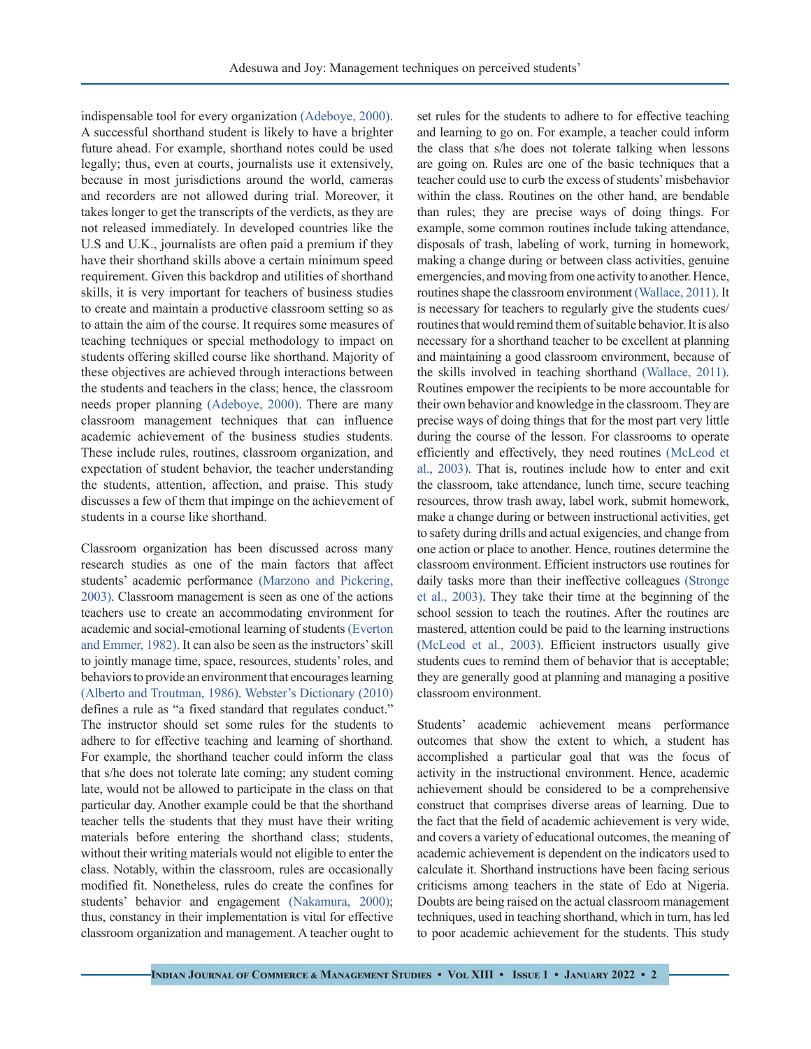indispensable tool for every organization (Adeboye, 2000). A successful shorthand student is likely to have a brighter future ahead. For example, shorthand notes could be used legally; thus, even at courts, journalists use it extensively, because in most jurisdictions around the world, cameras and recorders are not allowed during trial. Moreover, it takes longer to get the transcripts of the verdicts, as they are not released immediately. In developed countries like the U.S and U.K., journalists are often paid a premium if they have their shorthand skills above a certain minimum speed requirement. Given this backdrop and utilities of shorthand skills, it is very important for teachers of business studies to create and maintain a productive classroom setting so as to attain the aim of the course. It requires some measures of teaching techniques or special methodology to impact on students offering skilled course like shorthand. Majority of these objectives are achieved through interactions between the students and teachers in the class; hence, the classroom needs proper planning (Adeboye, 2000). There are many classroom management techniques that can influence academic achievement of the business studies students. These include rules, routines, classroom organization, and expectation of student behavior, the teacher understanding the students, attention, affection, and praise. This study discusses a few of them that impinge on the achievement of students in a course like shorthand.

Classroom organization has been discussed across many research studies as one of the main factors that affect students' academic performance (Marzono and Pickering, 2003). Classroom management is seen as one of the actions teachers use to create an accommodating environment for academic and social-emotional learning of students (Everton and Emmer, 1982). It can also be seen as the instructors' skill to jointly manage time, space, resources, students' roles, and behaviors to provide an environment that encourages learning (Alberto and Troutman, 1986). Webster's Dictionary (2010) defines a rule as "a fixed standard that regulates conduct." The instructor should set some rules for the students to adhere to for effective teaching and learning of shorthand. For example, the shorthand teacher could inform the class that s/he does not tolerate late coming; any student coming late, would not be allowed to participate in the class on that particular day. Another example could be that the shorthand teacher tells the students that they must have their writing materials before entering the shorthand class; students, without their writing materials would not eligible to enter the class. Notably, within the classroom, rules are occasionally modified fit. Nonetheless, rules do create the confines for students' behavior and engagement (Nakamura, 2000); thus, constancy in their implementation is vital for effective classroom organization and management. A teacher ought to set rules for the students to adhere to for effective teaching and learning to go on. For example, a teacher could inform the class that s/he does not tolerate talking when lessons are going on. Rules are one of the basic techniques that a teacher could use to curb the excess of students' misbehavior within the class. Routines on the other hand, are bendable than rules; they are precise ways of doing things. For example, some common routines include taking attendance, disposals of trash, labeling of work, turning in homework, making a change during or between class activities, genuine emergencies, and moving from one activity to another. Hence, routines shape the classroom environment (Wallace, 2011). It is necessary for teachers to regularly give the students cues/routines that would remind them of suitable behavior. It is also necessary for a shorthand teacher to be excellent at planning and maintaining a good classroom environment, because of the skills involved in teaching shorthand (Wallace, 2011). Routines empower the recipients to be more accountable for their own behavior and knowledge in the classroom. They are precise ways of doing things that for the most part very little during the course of the lesson. For classrooms to operate efficiently and effectively, they need routines (McLeod et al., 2003). That is, routines include how to enter and exit the classroom, take attendance, lunch time, secure teaching resources, throw trash away, label work, submit homework, make a change during or between instructional activities, get to safety during drills and actual exigencies, and change from one action or place to another. Hence, routines determine the classroom environment. Efficient instructors use routines for daily tasks more than their ineffective colleagues (Stronge et al., 2003). They take their time at the beginning of the school session to teach the routines. After the routines are mastered, attention could be paid to the learning instructions (McLeod et al., 2003). Efficient instructors usually give students cues to remind them of behavior that is acceptable; they are generally good at planning and managing a positive classroom environment.

Students' academic achievement means performance outcomes that show the extent to which, a student has accomplished a particular goal that was the focus of activity in the instructional environment. Hence, academic achievement should be considered to be a comprehensive construct that comprises diverse areas of learning. Due to the fact that the field of academic achievement is very wide, and covers a variety of educational outcomes, the meaning of academic achievement is dependent on the indicators used to calculate it. Shorthand instructions have been facing serious criticisms among teachers in the state of Edo at Nigeria. Doubts are being raised on the actual classroom management techniques, used in teaching shorthand, which in turn, has led to poor academic achievement for the students. This study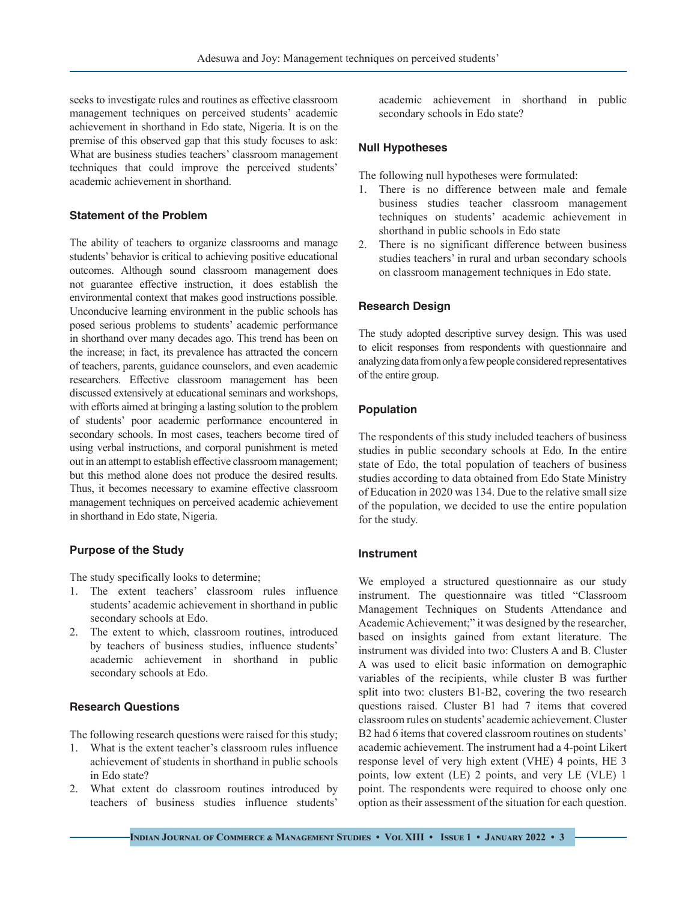seeks to investigate rules and routines as effective classroom management techniques on perceived students' academic achievement in shorthand in Edo state, Nigeria. It is on the premise of this observed gap that this study focuses to ask: What are business studies teachers' classroom management techniques that could improve the perceived students' academic achievement in shorthand.

## Statement of the Problem

The ability of teachers to organize classrooms and manage students' behavior is critical to achieving positive educational outcomes. Although sound classroom management does not guarantee effective instruction, it does establish the environmental context that makes good instructions possible. Unconducive learning environment in the public schools has posed serious problems to students' academic performance in shorthand over many decades ago. This trend has been on the increase; in fact, its prevalence has attracted the concern of teachers, parents, guidance counselors, and even academic researchers. Effective classroom management has been discussed extensively at educational seminars and workshops, with efforts aimed at bringing a lasting solution to the problem of students' poor academic performance encountered in secondary schools. In most cases, teachers become tired of using verbal instructions, and corporal punishment is meted out in an attempt to establish effective classroom management; but this method alone does not produce the desired results. Thus, it becomes necessary to examine effective classroom management techniques on perceived academic achievement in shorthand in Edo state, Nigeria.

## Purpose of the Study

The study specifically looks to determine;

1. The extent teachers' classroom rules influence students' academic achievement in shorthand in public secondary schools at Edo.
2. The extent to which, classroom routines, introduced by teachers of business studies, influence students' academic achievement in shorthand in public secondary schools at Edo.

## Research Questions

The following research questions were raised for this study;

1. What is the extent teacher's classroom rules influence achievement of students in shorthand in public schools in Edo state?
2. What extent do classroom routines introduced by teachers of business studies influence students' academic achievement in shorthand in public secondary schools in Edo state?

## Null Hypotheses

The following null hypotheses were formulated:

1. There is no difference between male and female business studies teacher classroom management techniques on students' academic achievement in shorthand in public schools in Edo state
2. There is no significant difference between business studies teachers' in rural and urban secondary schools on classroom management techniques in Edo state.

## Research Design

The study adopted descriptive survey design. This was used to elicit responses from respondents with questionnaire and analyzing data from only a few people considered representatives of the entire group.

## Population

The respondents of this study included teachers of business studies in public secondary schools at Edo. In the entire state of Edo, the total population of teachers of business studies according to data obtained from Edo State Ministry of Education in 2020 was 134. Due to the relative small size of the population, we decided to use the entire population for the study.

## Instrument

We employed a structured questionnaire as our study instrument. The questionnaire was titled "Classroom Management Techniques on Students Attendance and Academic Achievement;" it was designed by the researcher, based on insights gained from extant literature. The instrument was divided into two: Clusters A and B. Cluster A was used to elicit basic information on demographic variables of the recipients, while cluster B was further split into two: clusters B1-B2, covering the two research questions raised. Cluster B1 had 7 items that covered classroom rules on students' academic achievement. Cluster B2 had 6 items that covered classroom routines on students' academic achievement. The instrument had a 4-point Likert response level of very high extent (VHE) 4 points, HE 3 points, low extent (LE) 2 points, and very LE (VLE) 1 point. The respondents were required to choose only one option as their assessment of the situation for each question.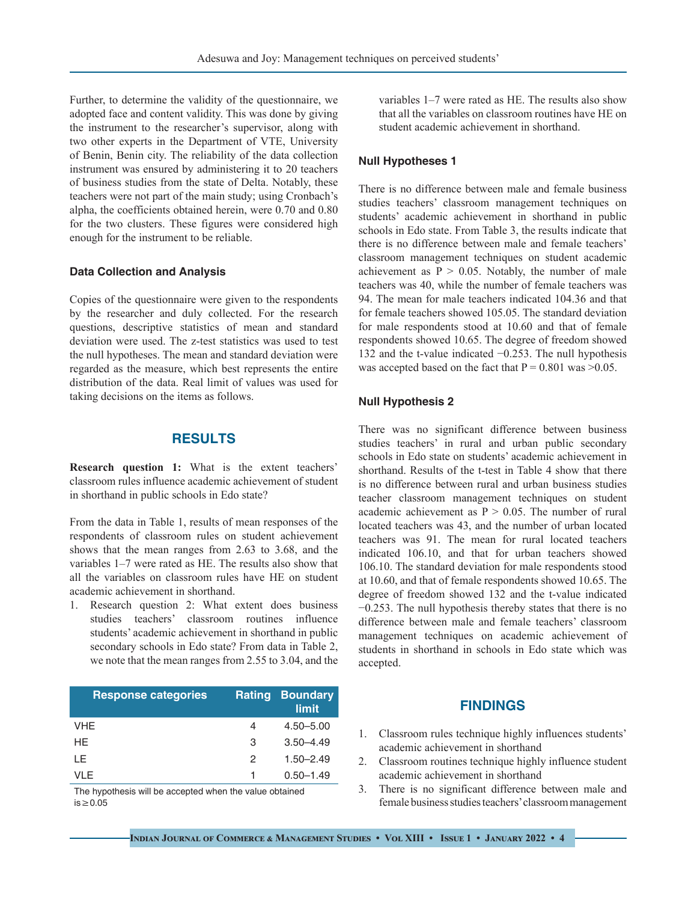Further, to determine the validity of the questionnaire, we adopted face and content validity. This was done by giving the instrument to the researcher's supervisor, along with two other experts in the Department of VTE, University of Benin, Benin city. The reliability of the data collection instrument was ensured by administering it to 20 teachers of business studies from the state of Delta. Notably, these teachers were not part of the main study; using Cronbach's alpha, the coefficients obtained herein, were 0.70 and 0.80 for the two clusters. These figures were considered high enough for the instrument to be reliable.

### Data Collection and Analysis

Copies of the questionnaire were given to the respondents by the researcher and duly collected. For the research questions, descriptive statistics of mean and standard deviation were used. The z-test statistics was used to test the null hypotheses. The mean and standard deviation were regarded as the measure, which best represents the entire distribution of the data. Real limit of values was used for taking decisions on the items as follows.

| Response categories | Rating | Boundary limit |
|---|---|---|
| VHE | 4 | 4.50–5.00 |
| HE | 3 | 3.50–4.49 |
| LE | 2 | 1.50–2.49 |
| VLE | 1 | 0.50–1.49 |

The hypothesis will be accepted when the value obtained is ≥ 0.05

## RESULTS

**Research question 1:** What is the extent teachers' classroom rules influence academic achievement of student in shorthand in public schools in Edo state?

From the data in Table 1, results of mean responses of the respondents of classroom rules on student achievement shows that the mean ranges from 2.63 to 3.68, and the variables 1–7 were rated as HE. The results also show that all the variables on classroom rules have HE on student academic achievement in shorthand.

1. Research question 2: What extent does business studies teachers' classroom routines influence students' academic achievement in shorthand in public secondary schools in Edo state? From data in Table 2, we note that the mean ranges from 2.55 to 3.04, and the variables 1–7 were rated as HE. The results also show that all the variables on classroom routines have HE on student academic achievement in shorthand.

### Null Hypotheses 1

There is no difference between male and female business studies teachers' classroom management techniques on students' academic achievement in shorthand in public schools in Edo state. From Table 3, the results indicate that there is no difference between male and female teachers' classroom management techniques on student academic achievement as P > 0.05. Notably, the number of male teachers was 40, while the number of female teachers was 94. The mean for male teachers indicated 104.36 and that for female teachers showed 105.05. The standard deviation for male respondents stood at 10.60 and that of female respondents showed 10.65. The degree of freedom showed 132 and the t-value indicated −0.253. The null hypothesis was accepted based on the fact that P = 0.801 was >0.05.

### Null Hypothesis 2

There was no significant difference between business studies teachers' in rural and urban public secondary schools in Edo state on students' academic achievement in shorthand. Results of the t-test in Table 4 show that there is no difference between rural and urban business studies teacher classroom management techniques on student academic achievement as P > 0.05. The number of rural located teachers was 43, and the number of urban located teachers was 91. The mean for rural located teachers indicated 106.10, and that for urban teachers showed 106.10. The standard deviation for male respondents stood at 10.60, and that of female respondents showed 10.65. The degree of freedom showed 132 and the t-value indicated −0.253. The null hypothesis thereby states that there is no difference between male and female teachers' classroom management techniques on academic achievement of students in shorthand in schools in Edo state which was accepted.

## FINDINGS

1. Classroom rules technique highly influences students' academic achievement in shorthand
2. Classroom routines technique highly influence student academic achievement in shorthand
3. There is no significant difference between male and female business studies teachers' classroom management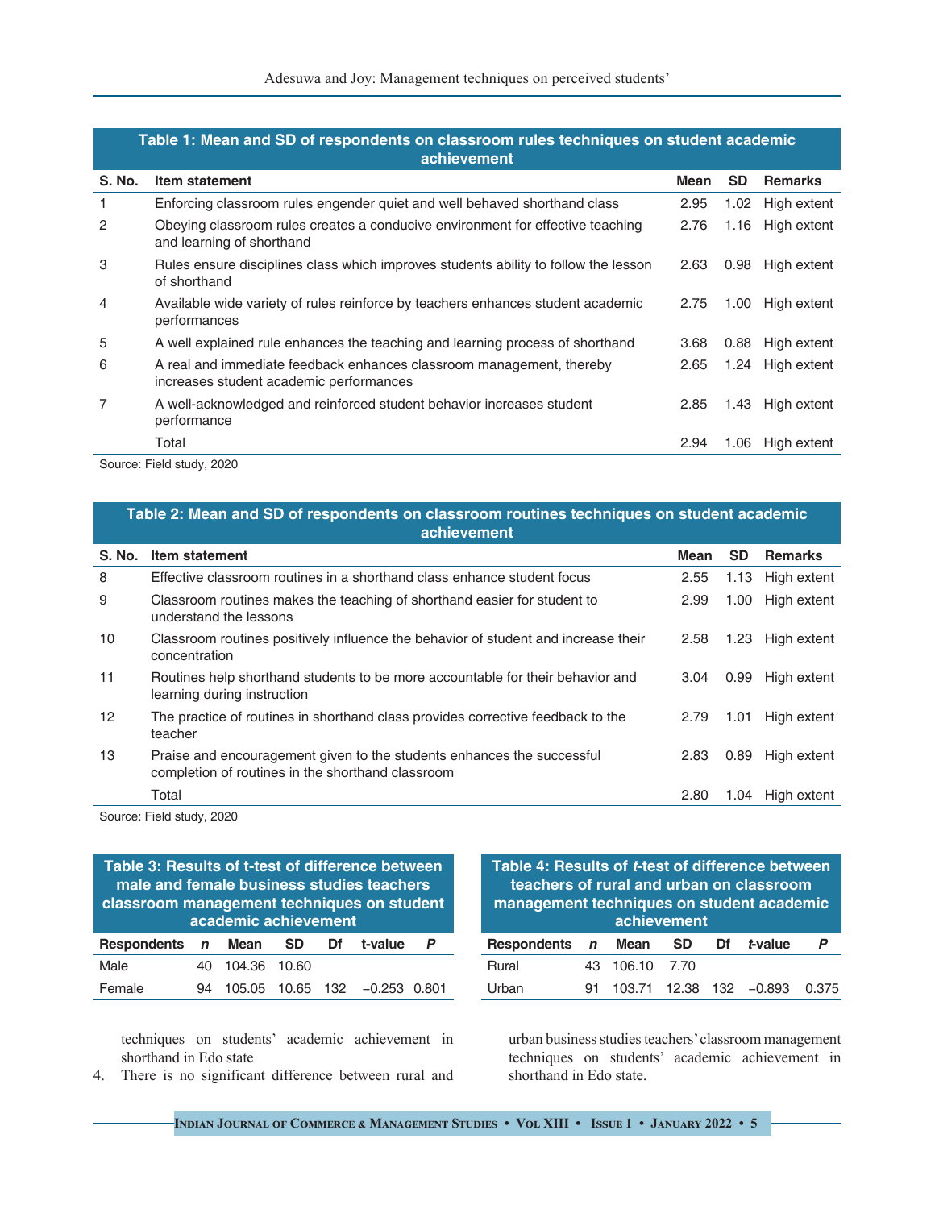**Table 1: Mean and SD of respondents on classroom rules techniques on student academic achievement**

| S. No. | Item statement | Mean | SD | Remarks |
|---|---|---|---|---|
| 1 | Enforcing classroom rules engender quiet and well behaved shorthand class | 2.95 | 1.02 | High extent |
| 2 | Obeying classroom rules creates a conducive environment for effective teaching and learning of shorthand | 2.76 | 1.16 | High extent |
| 3 | Rules ensure disciplines class which improves students ability to follow the lesson of shorthand | 2.63 | 0.98 | High extent |
| 4 | Available wide variety of rules reinforce by teachers enhances student academic performances | 2.75 | 1.00 | High extent |
| 5 | A well explained rule enhances the teaching and learning process of shorthand | 3.68 | 0.88 | High extent |
| 6 | A real and immediate feedback enhances classroom management, thereby increases student academic performances | 2.65 | 1.24 | High extent |
| 7 | A well-acknowledged and reinforced student behavior increases student performance | 2.85 | 1.43 | High extent |
| | Total | 2.94 | 1.06 | High extent |

Source: Field study, 2020

**Table 2: Mean and SD of respondents on classroom routines techniques on student academic achievement**

| S. No. | Item statement | Mean | SD | Remarks |
|---|---|---|---|---|
| 8 | Effective classroom routines in a shorthand class enhance student focus | 2.55 | 1.13 | High extent |
| 9 | Classroom routines makes the teaching of shorthand easier for student to understand the lessons | 2.99 | 1.00 | High extent |
| 10 | Classroom routines positively influence the behavior of student and increase their concentration | 2.58 | 1.23 | High extent |
| 11 | Routines help shorthand students to be more accountable for their behavior and learning during instruction | 3.04 | 0.99 | High extent |
| 12 | The practice of routines in shorthand class provides corrective feedback to the teacher | 2.79 | 1.01 | High extent |
| 13 | Praise and encouragement given to the students enhances the successful completion of routines in the shorthand classroom | 2.83 | 0.89 | High extent |
| | Total | 2.80 | 1.04 | High extent |

Source: Field study, 2020

**Table 3: Results of t-test of difference between male and female business studies teachers classroom management techniques on student academic achievement**

| Respondents | *n* | Mean | SD | Df | t-value | *P* |
|---|---|---|---|---|---|---|
| Male | 40 | 104.36 | 10.60 | | | |
| Female | 94 | 105.05 | 10.65 | 132 | −0.253 | 0.801 |

**Table 4: Results of *t*-test of difference between teachers of rural and urban on classroom management techniques on student academic achievement**

| Respondents | *n* | Mean | SD | Df | *t*-value | *P* |
|---|---|---|---|---|---|---|
| Rural | 43 | 106.10 | 7.70 | | | |
| Urban | 91 | 103.71 | 12.38 | 132 | −0.893 | 0.375 |

techniques on students' academic achievement in shorthand in Edo state

4. There is no significant difference between rural and urban business studies teachers' classroom management techniques on students' academic achievement in shorthand in Edo state.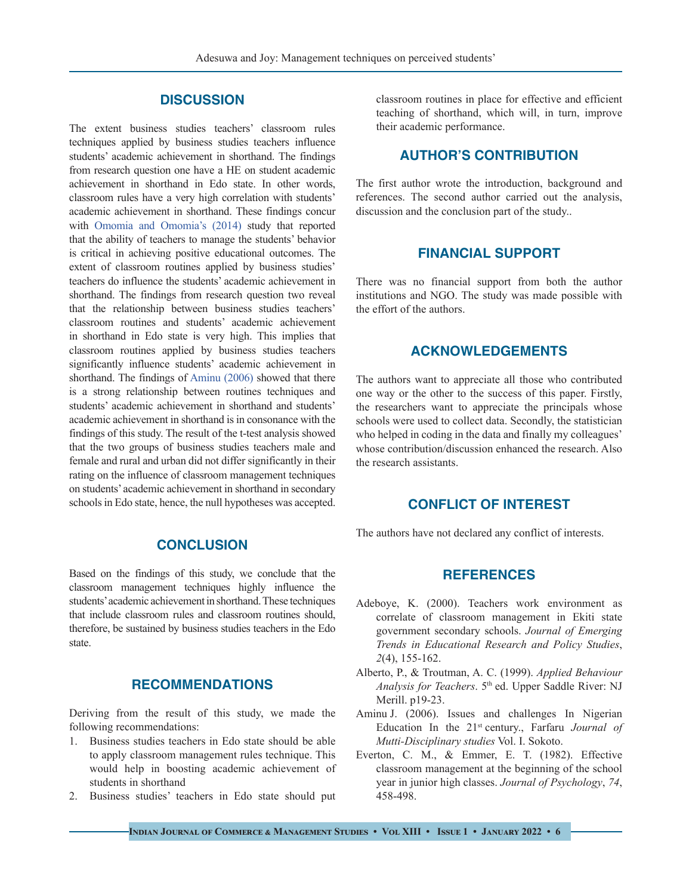## DISCUSSION

The extent business studies teachers' classroom rules techniques applied by business studies teachers influence students' academic achievement in shorthand. The findings from research question one have a HE on student academic achievement in shorthand in Edo state. In other words, classroom rules have a very high correlation with students' academic achievement in shorthand. These findings concur with Omomia and Omomia's (2014) study that reported that the ability of teachers to manage the students' behavior is critical in achieving positive educational outcomes. The extent of classroom routines applied by business studies' teachers do influence the students' academic achievement in shorthand. The findings from research question two reveal that the relationship between business studies teachers' classroom routines and students' academic achievement in shorthand in Edo state is very high. This implies that classroom routines applied by business studies teachers significantly influence students' academic achievement in shorthand. The findings of Aminu (2006) showed that there is a strong relationship between routines techniques and students' academic achievement in shorthand and students' academic achievement in shorthand is in consonance with the findings of this study. The result of the t-test analysis showed that the two groups of business studies teachers male and female and rural and urban did not differ significantly in their rating on the influence of classroom management techniques on students' academic achievement in shorthand in secondary schools in Edo state, hence, the null hypotheses was accepted.

## CONCLUSION

Based on the findings of this study, we conclude that the classroom management techniques highly influence the students' academic achievement in shorthand. These techniques that include classroom rules and classroom routines should, therefore, be sustained by business studies teachers in the Edo state.

## RECOMMENDATIONS

Deriving from the result of this study, we made the following recommendations:

1. Business studies teachers in Edo state should be able to apply classroom management rules technique. This would help in boosting academic achievement of students in shorthand
2. Business studies' teachers in Edo state should put classroom routines in place for effective and efficient teaching of shorthand, which will, in turn, improve their academic performance.

## AUTHOR'S CONTRIBUTION

The first author wrote the introduction, background and references. The second author carried out the analysis, discussion and the conclusion part of the study..

## FINANCIAL SUPPORT

There was no financial support from both the author institutions and NGO. The study was made possible with the effort of the authors.

## ACKNOWLEDGEMENTS

The authors want to appreciate all those who contributed one way or the other to the success of this paper. Firstly, the researchers want to appreciate the principals whose schools were used to collect data. Secondly, the statistician who helped in coding in the data and finally my colleagues' whose contribution/discussion enhanced the research. Also the research assistants.

## CONFLICT OF INTEREST

The authors have not declared any conflict of interests.

## REFERENCES

Adeboye, K. (2000). Teachers work environment as correlate of classroom management in Ekiti state government secondary schools. *Journal of Emerging Trends in Educational Research and Policy Studies*, *2*(4), 155-162.

Alberto, P., & Troutman, A. C. (1999). *Applied Behaviour Analysis for Teachers*. 5th ed. Upper Saddle River: NJ Merill. p19-23.

Aminu J. (2006). Issues and challenges In Nigerian Education In the 21st century., Farfaru *Journal of Mutti-Disciplinary studies* Vol. I. Sokoto.

Everton, C. M., & Emmer, E. T. (1982). Effective classroom management at the beginning of the school year in junior high classes. *Journal of Psychology*, *74*, 458-498.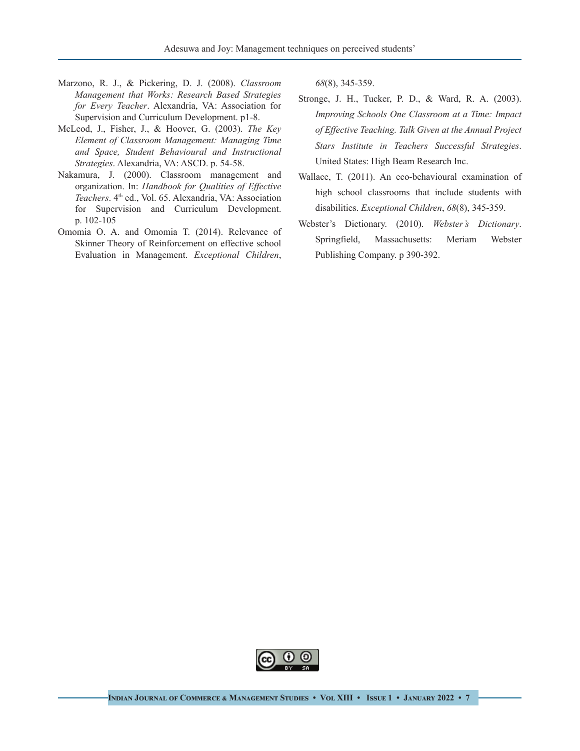Marzono, R. J., & Pickering, D. J. (2008). *Classroom Management that Works: Research Based Strategies for Every Teacher*. Alexandria, VA: Association for Supervision and Curriculum Development. p1-8.

McLeod, J., Fisher, J., & Hoover, G. (2003). *The Key Element of Classroom Management: Managing Time and Space, Student Behavioural and Instructional Strategies*. Alexandria, VA: ASCD. p. 54-58.

Nakamura, J. (2000). Classroom management and organization. In: *Handbook for Qualities of Effective Teachers*. 4th ed., Vol. 65. Alexandria, VA: Association for Supervision and Curriculum Development. p. 102-105

Omomia O. A. and Omomia T. (2014). Relevance of Skinner Theory of Reinforcement on effective school Evaluation in Management. *Exceptional Children*, *68*(8), 345-359.

Stronge, J. H., Tucker, P. D., & Ward, R. A. (2003). *Improving Schools One Classroom at a Time: Impact of Effective Teaching. Talk Given at the Annual Project Stars Institute in Teachers Successful Strategies*. United States: High Beam Research Inc.

Wallace, T. (2011). An eco-behavioural examination of high school classrooms that include students with disabilities. *Exceptional Children*, *68*(8), 345-359.

Webster's Dictionary. (2010). *Webster's Dictionary*. Springfield, Massachusetts: Meriam Webster Publishing Company. p 390-392.